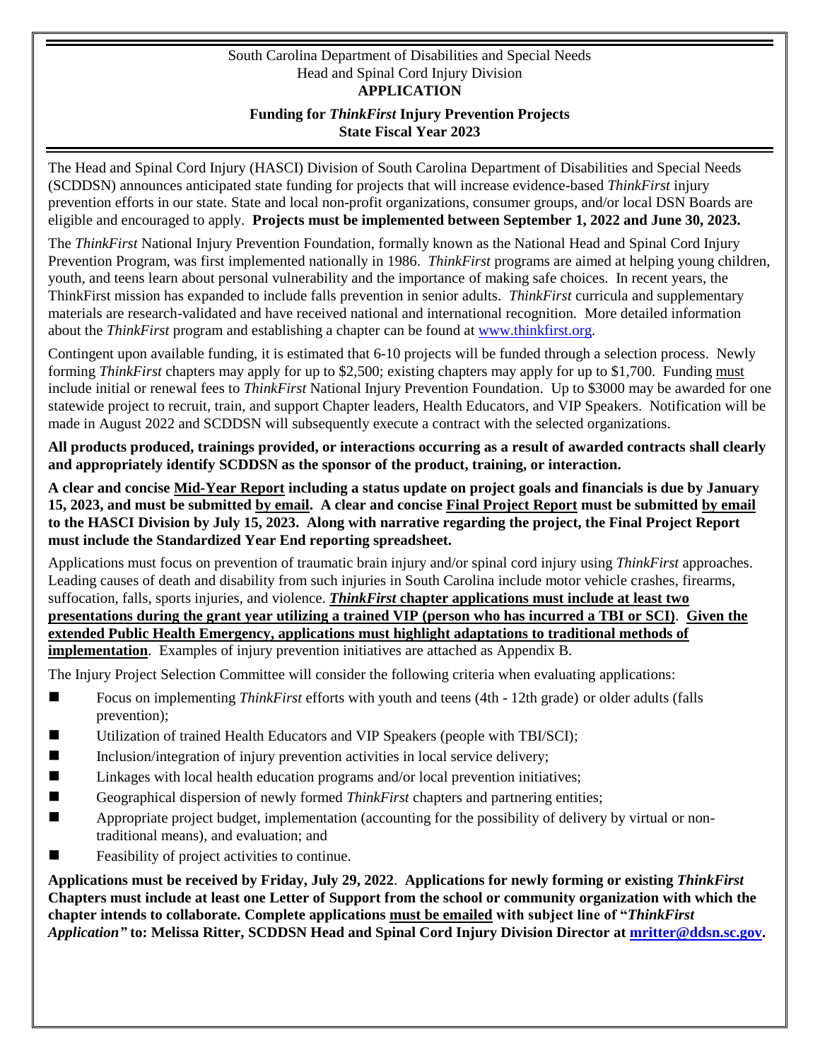South Carolina Department of Disabilities and Special Needs
Head and Spinal Cord Injury Division

# APPLICATION

## Funding for *ThinkFirst* Injury Prevention Projects
## State Fiscal Year 2023

The Head and Spinal Cord Injury (HASCI) Division of South Carolina Department of Disabilities and Special Needs (SCDDSN) announces anticipated state funding for projects that will increase evidence-based *ThinkFirst* injury prevention efforts in our state. State and local non-profit organizations, consumer groups, and/or local DSN Boards are eligible and encouraged to apply. **Projects must be implemented between September 1, 2022 and June 30, 2023.**

The *ThinkFirst* National Injury Prevention Foundation, formally known as the National Head and Spinal Cord Injury Prevention Program, was first implemented nationally in 1986. *ThinkFirst* programs are aimed at helping young children, youth, and teens learn about personal vulnerability and the importance of making safe choices. In recent years, the ThinkFirst mission has expanded to include falls prevention in senior adults. *ThinkFirst* curricula and supplementary materials are research-validated and have received national and international recognition. More detailed information about the *ThinkFirst* program and establishing a chapter can be found at [www.thinkfirst.org](http://www.thinkfirst.org).

Contingent upon available funding, it is estimated that 6-10 projects will be funded through a selection process. Newly forming *ThinkFirst* chapters may apply for up to $2,500; existing chapters may apply for up to $1,700. Funding <u>must</u> include initial or renewal fees to *ThinkFirst* National Injury Prevention Foundation. Up to $3000 may be awarded for one statewide project to recruit, train, and support Chapter leaders, Health Educators, and VIP Speakers. Notification will be made in August 2022 and SCDDSN will subsequently execute a contract with the selected organizations.

**All products produced, trainings provided, or interactions occurring as a result of awarded contracts shall clearly and appropriately identify SCDDSN as the sponsor of the product, training, or interaction.**

**A clear and concise <u>Mid-Year Report</u> including a status update on project goals and financials is due by January 15, 2023, and must be submitted <u>by email</u>. A clear and concise <u>Final Project Report</u> must be submitted <u>by email</u> to the HASCI Division by July 15, 2023. Along with narrative regarding the project, the Final Project Report must include the Standardized Year End reporting spreadsheet.**

Applications must focus on prevention of traumatic brain injury and/or spinal cord injury using *ThinkFirst* approaches. Leading causes of death and disability from such injuries in South Carolina include motor vehicle crashes, firearms, suffocation, falls, sports injuries, and violence. ***<u>ThinkFirst</u>* <u>chapter applications must include at least two presentations during the grant year utilizing a trained VIP (person who has incurred a TBI or SCI)</u>**. **<u>Given the extended Public Health Emergency, applications must highlight adaptations to traditional methods of implementation</u>**. Examples of injury prevention initiatives are attached as Appendix B.

The Injury Project Selection Committee will consider the following criteria when evaluating applications:

- Focus on implementing *ThinkFirst* efforts with youth and teens (4th - 12th grade) or older adults (falls prevention);
- Utilization of trained Health Educators and VIP Speakers (people with TBI/SCI);
- Inclusion/integration of injury prevention activities in local service delivery;
- Linkages with local health education programs and/or local prevention initiatives;
- Geographical dispersion of newly formed *ThinkFirst* chapters and partnering entities;
- Appropriate project budget, implementation (accounting for the possibility of delivery by virtual or non-traditional means), and evaluation; and
- Feasibility of project activities to continue.

**Applications must be received by Friday, July 29, 2022**. **Applications for newly forming or existing *ThinkFirst* Chapters must include at least one Letter of Support from the school or community organization with which the chapter intends to collaborate. Complete applications <u>must be emailed</u> with subject line of "*ThinkFirst Application"* to: Melissa Ritter, SCDDSN Head and Spinal Cord Injury Division Director at [mritter@ddsn.sc.gov](mailto:mritter@ddsn.sc.gov).**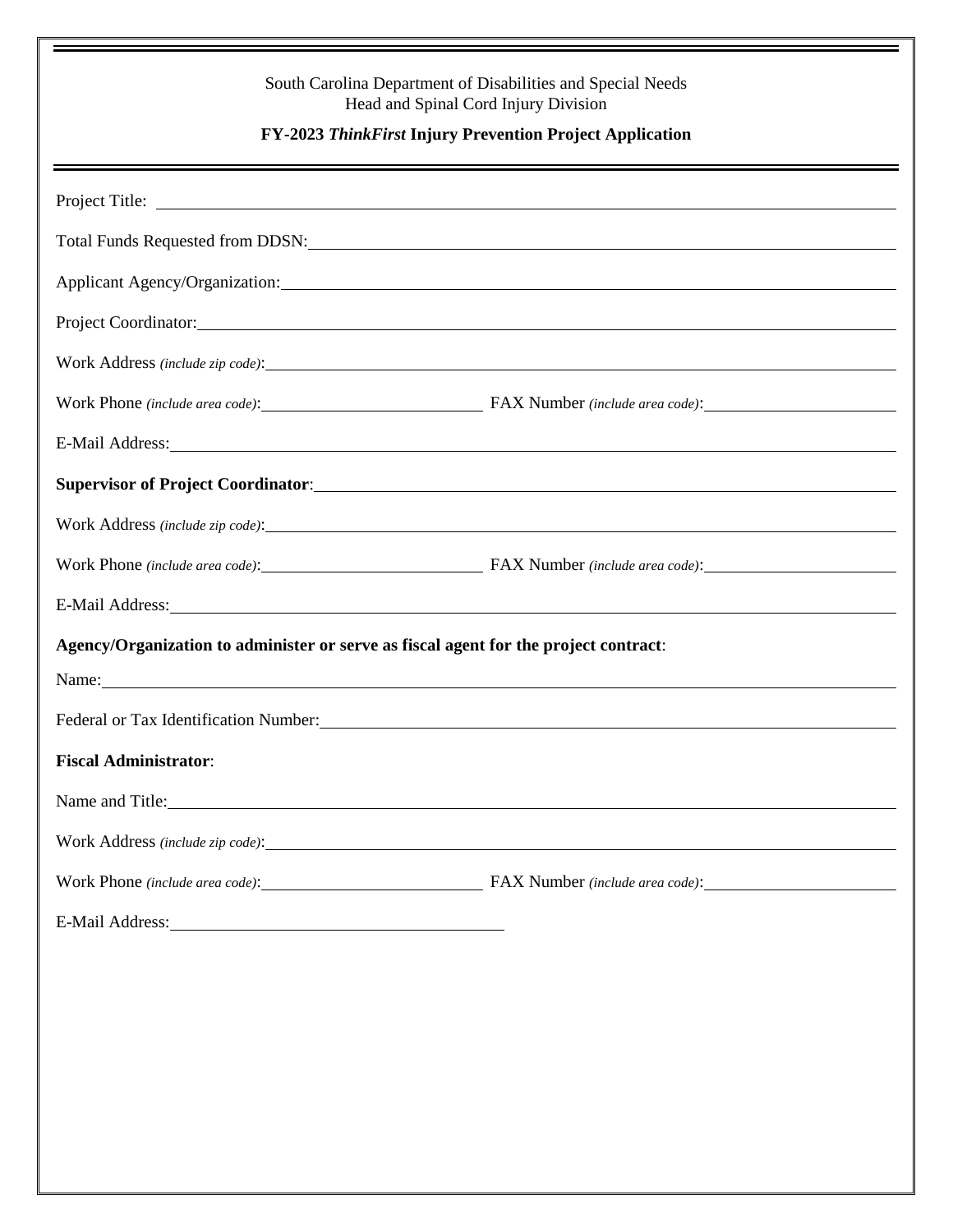South Carolina Department of Disabilities and Special Needs
Head and Spinal Cord Injury Division

**FY-2023 *ThinkFirst* Injury Prevention Project Application**

Project Title: ______________________________

Total Funds Requested from DDSN: ______________________________

Applicant Agency/Organization: ______________________________

Project Coordinator: ______________________________

Work Address *(include zip code)*: ______________________________

Work Phone *(include area code)*: ______________ FAX Number *(include area code)*: ______________

E-Mail Address: ______________________________

**Supervisor of Project Coordinator**: ______________________________

Work Address *(include zip code)*: ______________________________

Work Phone *(include area code)*: ______________ FAX Number *(include area code)*: ______________

E-Mail Address: ______________________________

**Agency/Organization to administer or serve as fiscal agent for the project contract**:

Name: ______________________________

Federal or Tax Identification Number: ______________________________

**Fiscal Administrator**:

Name and Title: ______________________________

Work Address *(include zip code)*: ______________________________

Work Phone *(include area code)*: ______________ FAX Number *(include area code)*: ______________

E-Mail Address: ______________________________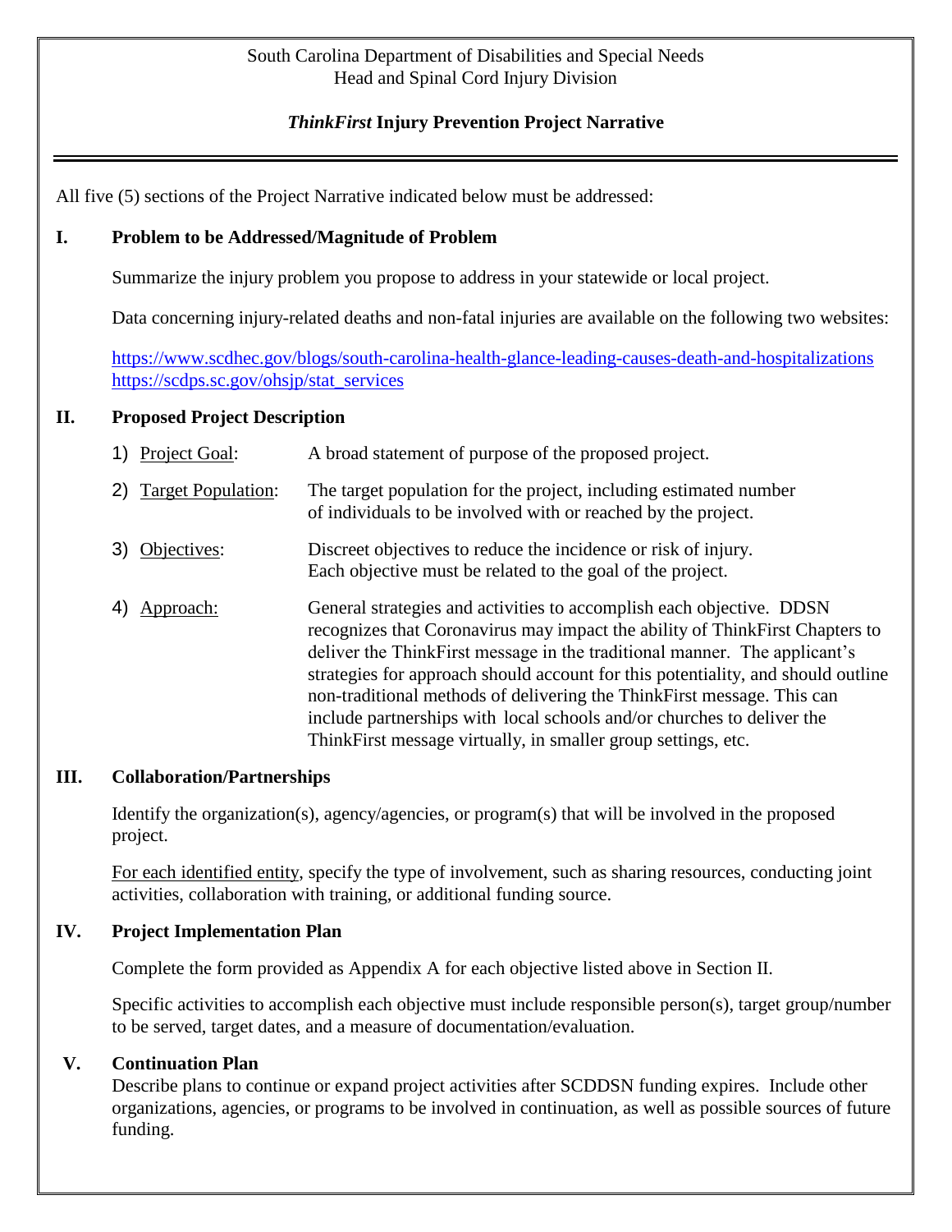South Carolina Department of Disabilities and Special Needs
Head and Spinal Cord Injury Division

## *ThinkFirst* Injury Prevention Project Narrative

All five (5) sections of the Project Narrative indicated below must be addressed:

### I. Problem to be Addressed/Magnitude of Problem

Summarize the injury problem you propose to address in your statewide or local project.

Data concerning injury-related deaths and non-fatal injuries are available on the following two websites:

https://www.scdhec.gov/blogs/south-carolina-health-glance-leading-causes-death-and-hospitalizations
https://scdps.sc.gov/ohsjp/stat_services

### II. Proposed Project Description

1) Project Goal: A broad statement of purpose of the proposed project.

2) Target Population: The target population for the project, including estimated number of individuals to be involved with or reached by the project.

3) Objectives: Discreet objectives to reduce the incidence or risk of injury. Each objective must be related to the goal of the project.

4) Approach: General strategies and activities to accomplish each objective. DDSN recognizes that Coronavirus may impact the ability of ThinkFirst Chapters to deliver the ThinkFirst message in the traditional manner. The applicant's strategies for approach should account for this potentiality, and should outline non-traditional methods of delivering the ThinkFirst message. This can include partnerships with local schools and/or churches to deliver the ThinkFirst message virtually, in smaller group settings, etc.

### III. Collaboration/Partnerships

Identify the organization(s), agency/agencies, or program(s) that will be involved in the proposed project.

For each identified entity, specify the type of involvement, such as sharing resources, conducting joint activities, collaboration with training, or additional funding source.

### IV. Project Implementation Plan

Complete the form provided as Appendix A for each objective listed above in Section II.

Specific activities to accomplish each objective must include responsible person(s), target group/number to be served, target dates, and a measure of documentation/evaluation.

### V. Continuation Plan

Describe plans to continue or expand project activities after SCDDSN funding expires. Include other organizations, agencies, or programs to be involved in continuation, as well as possible sources of future funding.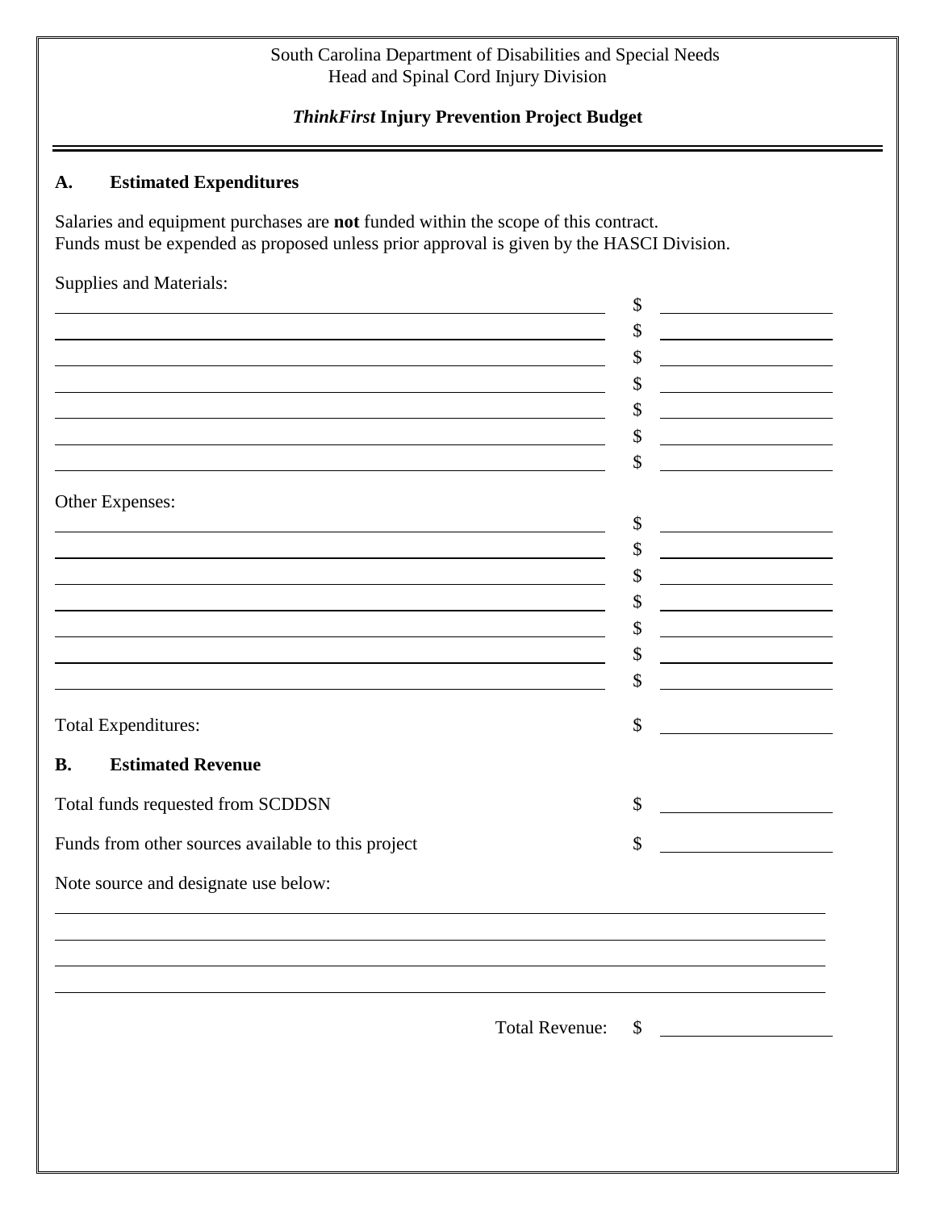South Carolina Department of Disabilities and Special Needs
Head and Spinal Cord Injury Division

***ThinkFirst* Injury Prevention Project Budget**

## A. Estimated Expenditures

Salaries and equipment purchases are **not** funded within the scope of this contract.
Funds must be expended as proposed unless prior approval is given by the HASCI Division.

Supplies and Materials:

| | |
|---|---|
| ______________________________ | $ __________ |
| ______________________________ | $ __________ |
| ______________________________ | $ __________ |
| ______________________________ | $ __________ |
| ______________________________ | $ __________ |
| ______________________________ | $ __________ |
| ______________________________ | $ __________ |

Other Expenses:

| | |
|---|---|
| ______________________________ | $ __________ |
| ______________________________ | $ __________ |
| ______________________________ | $ __________ |
| ______________________________ | $ __________ |
| ______________________________ | $ __________ |
| ______________________________ | $ __________ |
| ______________________________ | $ __________ |

Total Expenditures: $ __________

## B. Estimated Revenue

Total funds requested from SCDDSN $ __________

Funds from other sources available to this project $ __________

Note source and designate use below:

______________________________________________________________

______________________________________________________________

______________________________________________________________

______________________________________________________________

Total Revenue: $ __________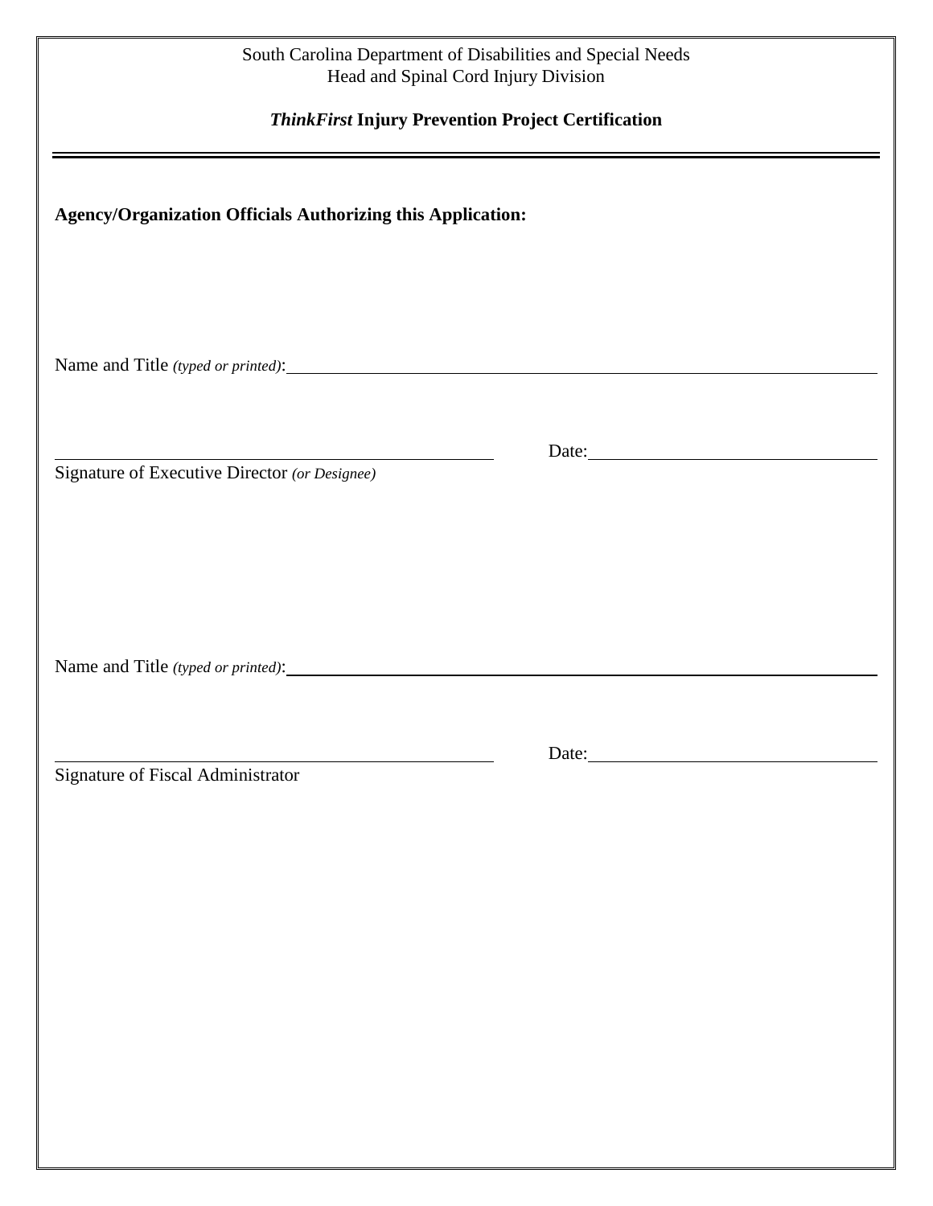South Carolina Department of Disabilities and Special Needs
Head and Spinal Cord Injury Division

***ThinkFirst* Injury Prevention Project Certification**

---

**Agency/Organization Officials Authorizing this Application:**

Name and Title *(typed or printed)*: ______________________________

______________________________ Date: ______________________________
Signature of Executive Director *(or Designee)*

Name and Title *(typed or printed)*: ______________________________

______________________________ Date: ______________________________
Signature of Fiscal Administrator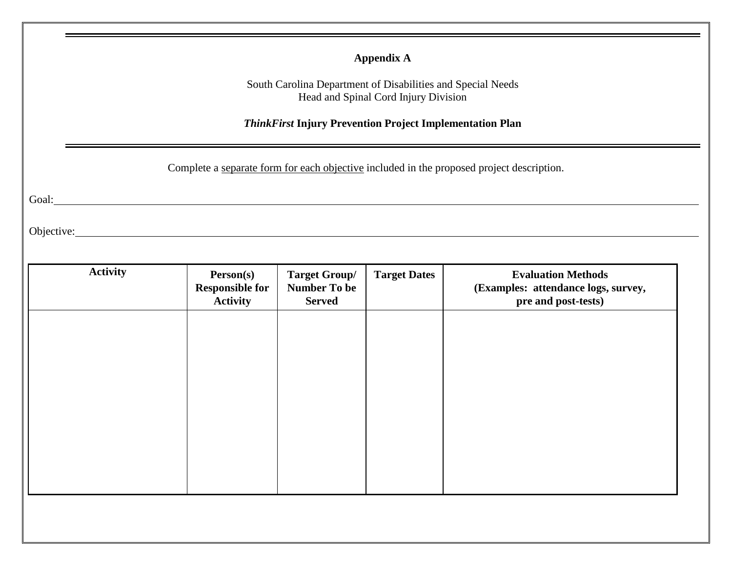**Appendix A**

South Carolina Department of Disabilities and Special Needs
Head and Spinal Cord Injury Division

***ThinkFirst* Injury Prevention Project Implementation Plan**

Complete a separate form for each objective included in the proposed project description.

Goal: ______________________________________________________________________

Objective: ___________________________________________________________________

| Activity | Person(s) Responsible for Activity | Target Group/ Number To be Served | Target Dates | Evaluation Methods (Examples: attendance logs, survey, pre and post-tests) |
|---|---|---|---|---|
| | | | | |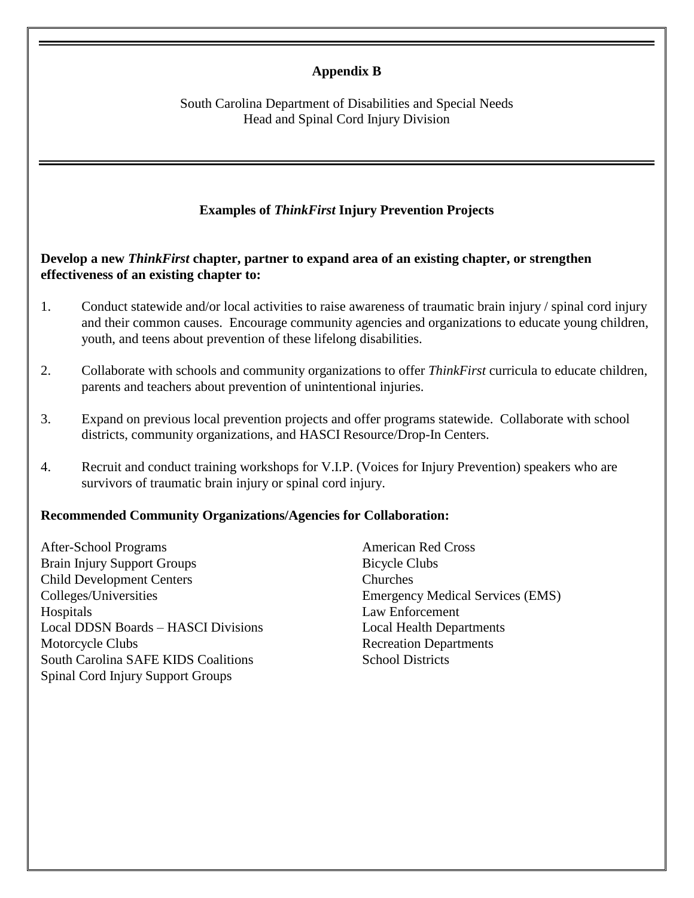# Appendix B

South Carolina Department of Disabilities and Special Needs
Head and Spinal Cord Injury Division

## Examples of *ThinkFirst* Injury Prevention Projects

**Develop a new *ThinkFirst* chapter, partner to expand area of an existing chapter, or strengthen effectiveness of an existing chapter to:**

1. Conduct statewide and/or local activities to raise awareness of traumatic brain injury / spinal cord injury and their common causes. Encourage community agencies and organizations to educate young children, youth, and teens about prevention of these lifelong disabilities.

2. Collaborate with schools and community organizations to offer *ThinkFirst* curricula to educate children, parents and teachers about prevention of unintentional injuries.

3. Expand on previous local prevention projects and offer programs statewide. Collaborate with school districts, community organizations, and HASCI Resource/Drop-In Centers.

4. Recruit and conduct training workshops for V.I.P. (Voices for Injury Prevention) speakers who are survivors of traumatic brain injury or spinal cord injury.

**Recommended Community Organizations/Agencies for Collaboration:**

After-School Programs
Brain Injury Support Groups
Child Development Centers
Colleges/Universities
Hospitals
Local DDSN Boards – HASCI Divisions
Motorcycle Clubs
South Carolina SAFE KIDS Coalitions
Spinal Cord Injury Support Groups
American Red Cross
Bicycle Clubs
Churches
Emergency Medical Services (EMS)
Law Enforcement
Local Health Departments
Recreation Departments
School Districts